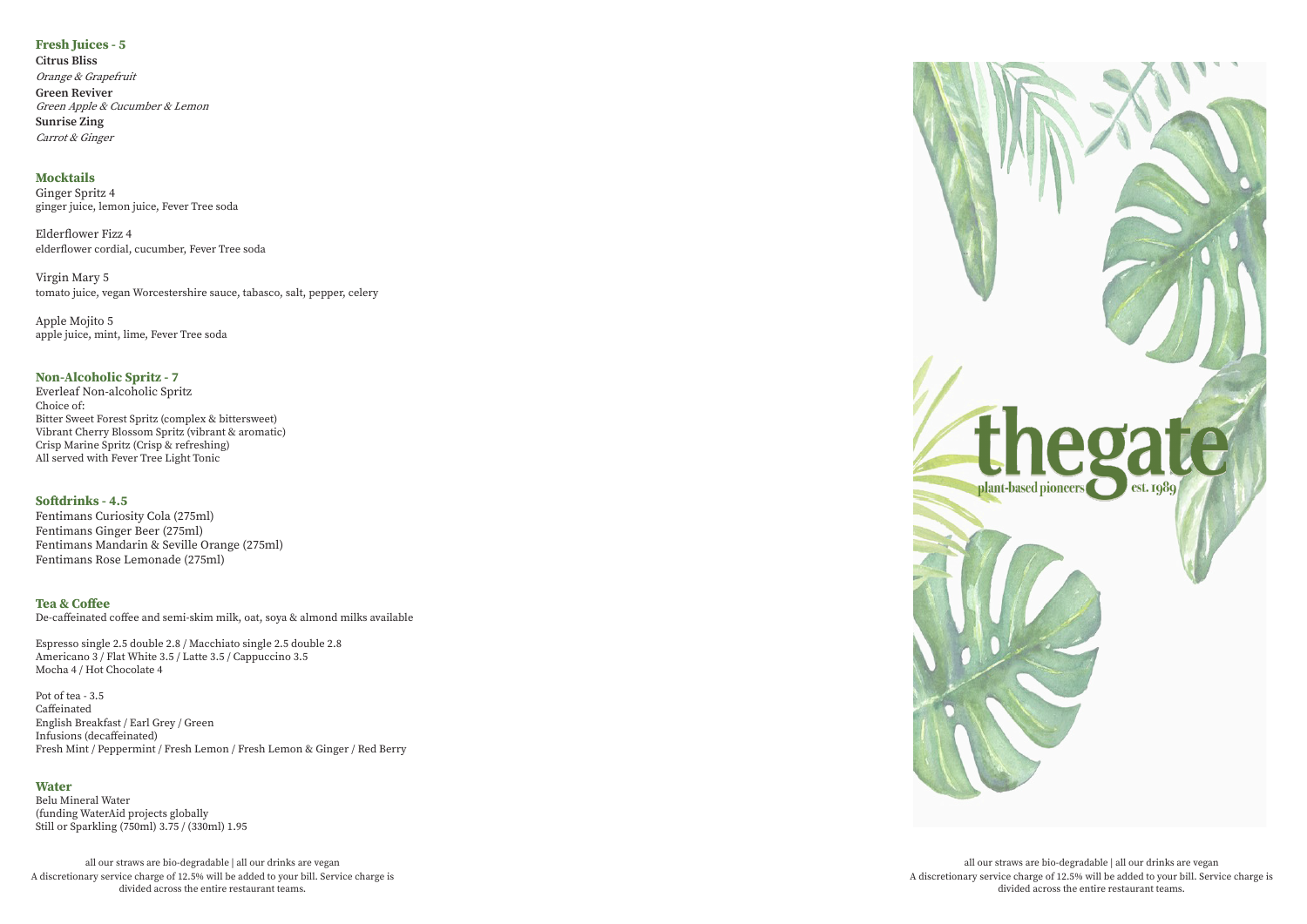## Fresh Juices - 5

**Citrus Bliss**
*Orange & Grapefruit*

**Green Reviver**
*Green Apple & Cucumber & Lemon*

**Sunrise Zing**
*Carrot & Ginger*

## Mocktails

Ginger Spritz 4
ginger juice, lemon juice, Fever Tree soda

Elderflower Fizz 4
elderflower cordial, cucumber, Fever Tree soda

Virgin Mary 5
tomato juice, vegan Worcestershire sauce, tabasco, salt, pepper, celery

Apple Mojito 5
apple juice, mint, lime, Fever Tree soda

## Non-Alcoholic Spritz - 7

Everleaf Non-alcoholic Spritz
Choice of:
Bitter Sweet Forest Spritz (complex & bittersweet)
Vibrant Cherry Blossom Spritz (vibrant & aromatic)
Crisp Marine Spritz (Crisp & refreshing)
All served with Fever Tree Light Tonic

## Softdrinks - 4.5

Fentimans Curiosity Cola (275ml)
Fentimans Ginger Beer (275ml)
Fentimans Mandarin & Seville Orange (275ml)
Fentimans Rose Lemonade (275ml)

## Tea & Coffee

De-caffeinated coffee and semi-skim milk, oat, soya & almond milks available

Espresso single 2.5 double 2.8 / Macchiato single 2.5 double 2.8
Americano 3 / Flat White 3.5 / Latte 3.5 / Cappuccino 3.5
Mocha 4 / Hot Chocolate 4

Pot of tea - 3.5
Caffeinated
English Breakfast / Earl Grey / Green
Infusions (decaffeinated)
Fresh Mint / Peppermint / Fresh Lemon / Fresh Lemon & Ginger / Red Berry

## Water

Belu Mineral Water
(funding WaterAid projects globally
Still or Sparkling (750ml) 3.75 / (330ml) 1.95

all our straws are bio-degradable | all our drinks are vegan
A discretionary service charge of 12.5% will be added to your bill. Service charge is divided across the entire restaurant teams.

# thegate

plant-based pioneers est. 1989

all our straws are bio-degradable | all our drinks are vegan
A discretionary service charge of 12.5% will be added to your bill. Service charge is divided across the entire restaurant teams.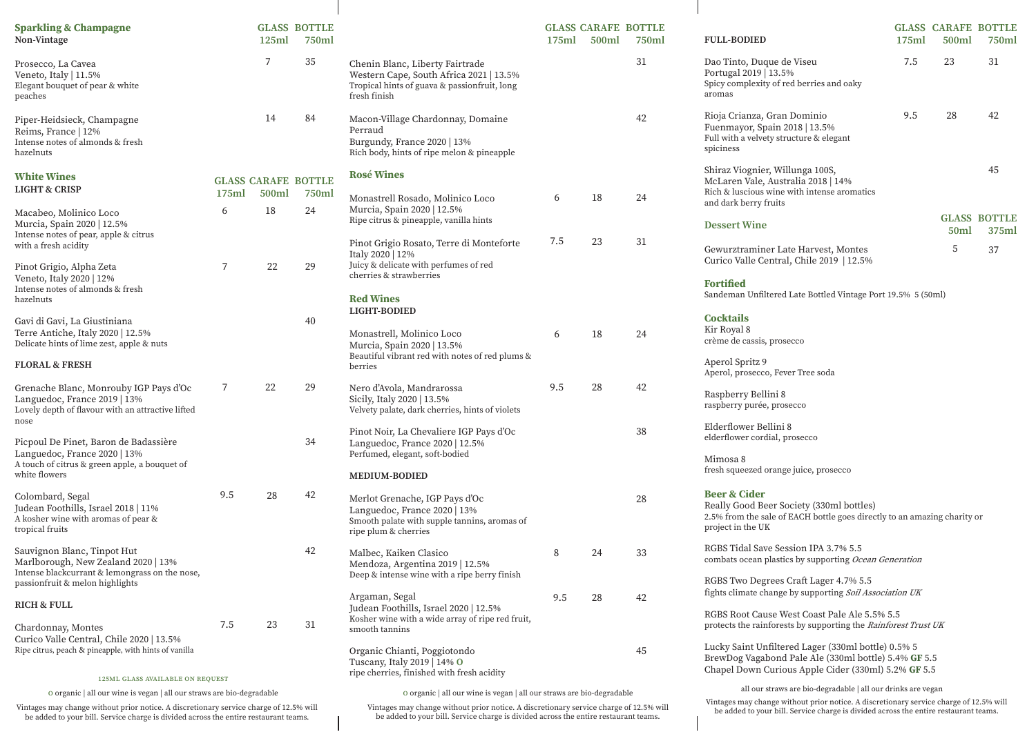## Sparkling & Champagne

| Non-Vintage | GLASS 125ml | BOTTLE 750ml |
|---|---|---|
| Prosecco, La Cavea<br>Veneto, Italy \| 11.5%<br>Elegant bouquet of pear & white peaches | 7 | 35 |
| Piper-Heidsieck, Champagne<br>Reims, France \| 12%<br>Intense notes of almonds & fresh hazelnuts | 14 | 84 |

## White Wines

| LIGHT & CRISP | GLASS 175ml | CARAFE 500ml | BOTTLE 750ml |
|---|---|---|---|
| Macabeo, Molinico Loco<br>Murcia, Spain 2020 \| 12.5%<br>Intense notes of pear, apple & citrus with a fresh acidity | 6 | 18 | 24 |
| Pinot Grigio, Alpha Zeta<br>Veneto, Italy 2020 \| 12%<br>Intense notes of almonds & fresh hazelnuts | 7 | 22 | 29 |
| Gavi di Gavi, La Giustiniana<br>Terre Antiche, Italy 2020 \| 12.5%<br>Delicate hints of lime zest, apple & nuts | | | 40 |
| **FLORAL & FRESH** | | | |
| Grenache Blanc, Monrouby IGP Pays d'Oc<br>Languedoc, France 2019 \| 13%<br>Lovely depth of flavour with an attractive lifted nose | 7 | 22 | 29 |
| Picpoul De Pinet, Baron de Badassière<br>Languedoc, France 2020 \| 13%<br>A touch of citrus & green apple, a bouquet of white flowers | | | 34 |
| Colombard, Segal<br>Judean Foothills, Israel 2018 \| 11%<br>A kosher wine with aromas of pear & tropical fruits | 9.5 | 28 | 42 |
| Sauvignon Blanc, Tinpot Hut<br>Marlborough, New Zealand 2020 \| 13%<br>Intense blackcurrant & lemongrass on the nose, passionfruit & melon highlights | | | 42 |
| **RICH & FULL** | | | |
| Chardonnay, Montes<br>Curico Valle Central, Chile 2020 \| 13.5%<br>Ripe citrus, peach & pineapple, with hints of vanilla | 7.5 | 23 | 31 |
| Chenin Blanc, Liberty Fairtrade<br>Western Cape, South Africa 2021 \| 13.5%<br>Tropical hints of guava & passionfruit, long fresh finish | | | 31 |
| Macon-Village Chardonnay, Domaine Perraud<br>Burgundy, France 2020 \| 13%<br>Rich body, hints of ripe melon & pineapple | | | 42 |

125ML GLASS AVAILABLE ON REQUEST

## Rosé Wines

| | GLASS 175ml | CARAFE 500ml | BOTTLE 750ml |
|---|---|---|---|
| Monastrell Rosado, Molinico Loco<br>Murcia, Spain 2020 \| 12.5%<br>Ripe citrus & pineapple, vanilla hints | 6 | 18 | 24 |
| Pinot Grigio Rosato, Terre di Monteforte<br>Italy 2020 \| 12%<br>Juicy & delicate with perfumes of red cherries & strawberries | 7.5 | 23 | 31 |

## Red Wines

| LIGHT-BODIED | GLASS 175ml | CARAFE 500ml | BOTTLE 750ml |
|---|---|---|---|
| Monastrell, Molinico Loco<br>Murcia, Spain 2020 \| 13.5%<br>Beautiful vibrant red with notes of red plums & berries | 6 | 18 | 24 |
| Nero d'Avola, Mandrarossa<br>Sicily, Italy 2020 \| 13.5%<br>Velvety palate, dark cherries, hints of violets | 9.5 | 28 | 42 |
| Pinot Noir, La Chevaliere IGP Pays d'Oc<br>Languedoc, France 2020 \| 12.5%<br>Perfumed, elegant, soft-bodied | | | 38 |
| **MEDIUM-BODIED** | | | |
| Merlot Grenache, IGP Pays d'Oc<br>Languedoc, France 2020 \| 13%<br>Smooth palate with supple tannins, aromas of ripe plum & cherries | | | 28 |
| Malbec, Kaiken Clasico<br>Mendoza, Argentina 2019 \| 12.5%<br>Deep & intense wine with a ripe berry finish | 8 | 24 | 33 |
| Argaman, Segal<br>Judean Foothills, Israel 2020 \| 12.5%<br>Kosher wine with a wide array of ripe red fruit, smooth tannins | 9.5 | 28 | 42 |
| Organic Chianti, Poggiotondo<br>Tuscany, Italy 2019 \| 14% O<br>ripe cherries, finished with fresh acidity | | | 45 |
| **FULL-BODIED** | | | |
| Dao Tinto, Duque de Viseu<br>Portugal 2019 \| 13.5%<br>Spicy complexity of red berries and oaky aromas | 7.5 | 23 | 31 |
| Rioja Crianza, Gran Dominio<br>Fuenmayor, Spain 2018 \| 13.5%<br>Full with a velvety structure & elegant spiciness | 9.5 | 28 | 42 |
| Shiraz Viognier, Willunga 100S,<br>McLaren Vale, Australia 2018 \| 14%<br>Rich & luscious wine with intense aromatics and dark berry fruits | | | 45 |

## Dessert Wine

| | GLASS 50ml | BOTTLE 375ml |
|---|---|---|
| Gewurztraminer Late Harvest, Montes<br>Curico Valle Central, Chile 2019 \| 12.5% | 5 | 37 |

## Fortified

Sandeman Unfiltered Late Bottled Vintage Port 19.5% 5 (50ml)

## Cocktails

Kir Royal 8
crème de cassis, prosecco

Aperol Spritz 9
Aperol, prosecco, Fever Tree soda

Raspberry Bellini 8
raspberry purée, prosecco

Elderflower Bellini 8
elderflower cordial, prosecco

Mimosa 8
fresh squeezed orange juice, prosecco

## Beer & Cider

Really Good Beer Society (330ml bottles)
2.5% from the sale of EACH bottle goes directly to an amazing charity or project in the UK

RGBS Tidal Save Session IPA 3.7% 5.5
combats ocean plastics by supporting *Ocean Generation*

RGBS Two Degrees Craft Lager 4.7% 5.5
fights climate change by supporting *Soil Association UK*

RGBS Root Cause West Coast Pale Ale 5.5% 5.5
protects the rainforests by supporting the *Rainforest Trust UK*

Lucky Saint Unfiltered Lager (330ml bottle) 0.5% 5
BrewDog Vagabond Pale Ale (330ml bottle) 5.4% **GF** 5.5
Chapel Down Curious Apple Cider (330ml) 5.2% **GF** 5.5

O organic | all our wine is vegan | all our straws are bio-degradable

all our straws are bio-degradable | all our drinks are vegan

Vintages may change without prior notice. A discretionary service charge of 12.5% will be added to your bill. Service charge is divided across the entire restaurant teams.